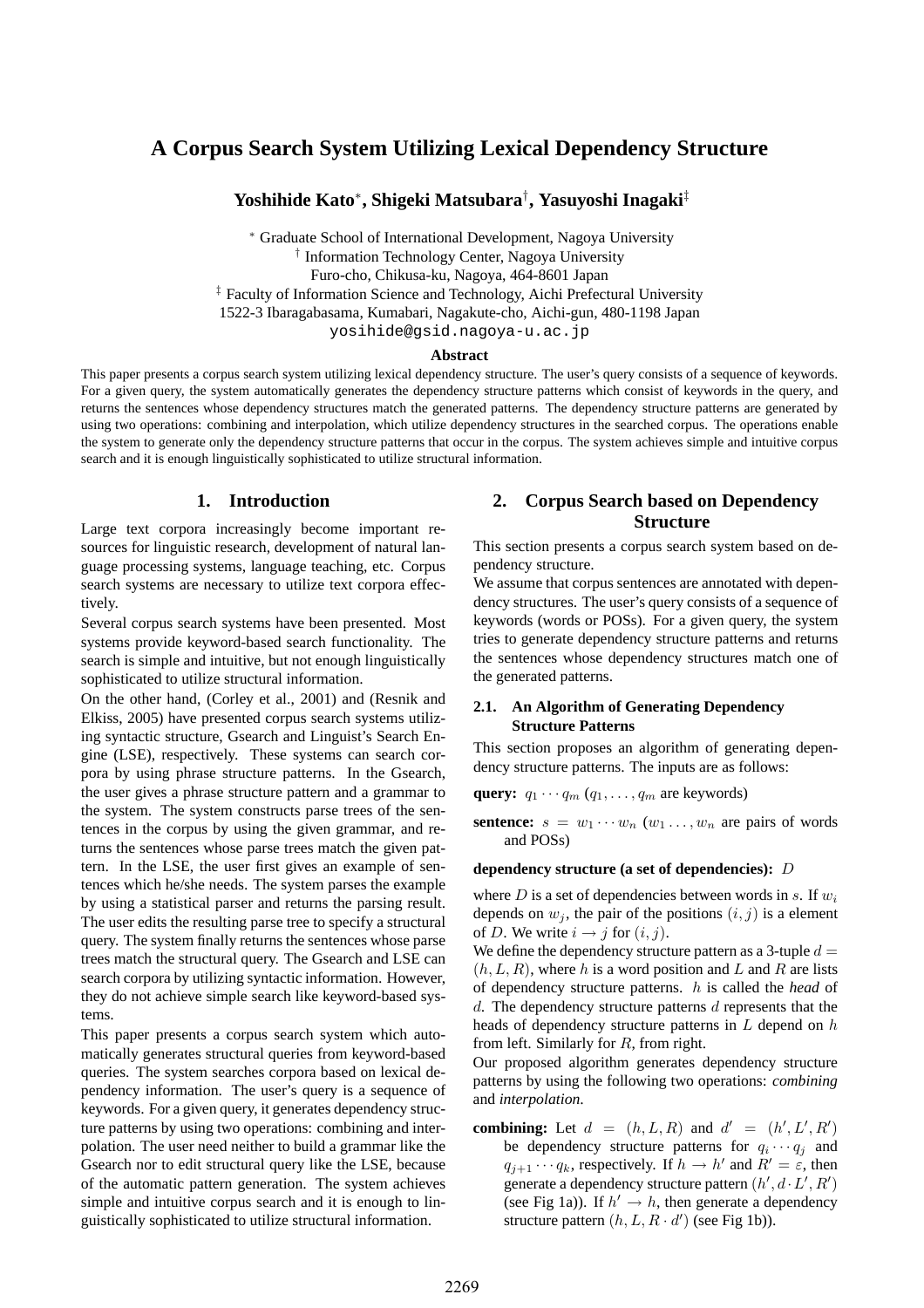# A Corpus Search System Utilizing Lexical Dependency Structure

**Yoshihide Kato**[*], **Shigeki Matsubara**[†], **Yasuyoshi Inagaki**[‡]

[*] Graduate School of International Development, Nagoya University
[†] Information Technology Center, Nagoya University
Furo-cho, Chikusa-ku, Nagoya, 464-8601 Japan
[‡] Faculty of Information Science and Technology, Aichi Prefectural University
1522-3 Ibaragabasama, Kumabari, Nagakute-cho, Aichi-gun, 480-1198 Japan
yosihide@gsid.nagoya-u.ac.jp

**Abstract**

This paper presents a corpus search system utilizing lexical dependency structure. The user's query consists of a sequence of keywords. For a given query, the system automatically generates the dependency structure patterns which consist of keywords in the query, and returns the sentences whose dependency structures match the generated patterns. The dependency structure patterns are generated by using two operations: combining and interpolation, which utilize dependency structures in the searched corpus. The operations enable the system to generate only the dependency structure patterns that occur in the corpus. The system achieves simple and intuitive corpus search and it is enough linguistically sophisticated to utilize structural information.

## 1. Introduction

Large text corpora increasingly become important resources for linguistic research, development of natural language processing systems, language teaching, etc. Corpus search systems are necessary to utilize text corpora effectively.

Several corpus search systems have been presented. Most systems provide keyword-based search functionality. The search is simple and intuitive, but not enough linguistically sophisticated to utilize structural information.

On the other hand, (Corley et al., 2001) and (Resnik and Elkiss, 2005) have presented corpus search systems utilizing syntactic structure, Gsearch and Linguist's Search Engine (LSE), respectively. These systems can search corpora by using phrase structure patterns. In the Gsearch, the user gives a phrase structure pattern and a grammar to the system. The system constructs parse trees of the sentences in the corpus by using the given grammar, and returns the sentences whose parse trees match the given pattern. In the LSE, the user first gives an example of sentences which he/she needs. The system parses the example by using a statistical parser and returns the parsing result. The user edits the resulting parse tree to specify a structural query. The system finally returns the sentences whose parse trees match the structural query. The Gsearch and LSE can search corpora by utilizing syntactic information. However, they do not achieve simple search like keyword-based systems.

This paper presents a corpus search system which automatically generates structural queries from keyword-based queries. The system searches corpora based on lexical dependency information. The user's query is a sequence of keywords. For a given query, it generates dependency structure patterns by using two operations: combining and interpolation. The user need neither to build a grammar like the Gsearch nor to edit structural query like the LSE, because of the automatic pattern generation. The system achieves simple and intuitive corpus search and it is enough to linguistically sophisticated to utilize structural information.

## 2. Corpus Search based on Dependency Structure

This section presents a corpus search system based on dependency structure.

We assume that corpus sentences are annotated with dependency structures. The user's query consists of a sequence of keywords (words or POSs). For a given query, the system tries to generate dependency structure patterns and returns the sentences whose dependency structures match one of the generated patterns.

### 2.1. An Algorithm of Generating Dependency Structure Patterns

This section proposes an algorithm of generating dependency structure patterns. The inputs are as follows:

**query:** $q_1 \cdots q_m$ ($q_1, \ldots, q_m$ are keywords)

**sentence:** $s = w_1 \cdots w_n$ ($w_1 \ldots, w_n$ are pairs of words and POSs)

**dependency structure (a set of dependencies):** $D$

where $D$ is a set of dependencies between words in $s$. If $w_i$ depends on $w_j$, the pair of the positions $(i, j)$ is a element of $D$. We write $i \rightarrow j$ for $(i, j)$.

We define the dependency structure pattern as a 3-tuple $d = (h, L, R)$, where $h$ is a word position and $L$ and $R$ are lists of dependency structure patterns. $h$ is called the ***head*** of $d$. The dependency structure patterns $d$ represents that the heads of dependency structure patterns in $L$ depend on $h$ from left. Similarly for $R$, from right.

Our proposed algorithm generates dependency structure patterns by using the following two operations: *combining* and *interpolation*.

**combining:** Let $d = (h, L, R)$ and $d' = (h', L', R')$ be dependency structure patterns for $q_i \cdots q_j$ and $q_{j+1} \cdots q_k$, respectively. If $h \rightarrow h'$ and $R' = \varepsilon$, then generate a dependency structure pattern $(h', d \cdot L', R')$ (see Fig 1a)). If $h' \rightarrow h$, then generate a dependency structure pattern $(h, L, R \cdot d')$ (see Fig 1b)).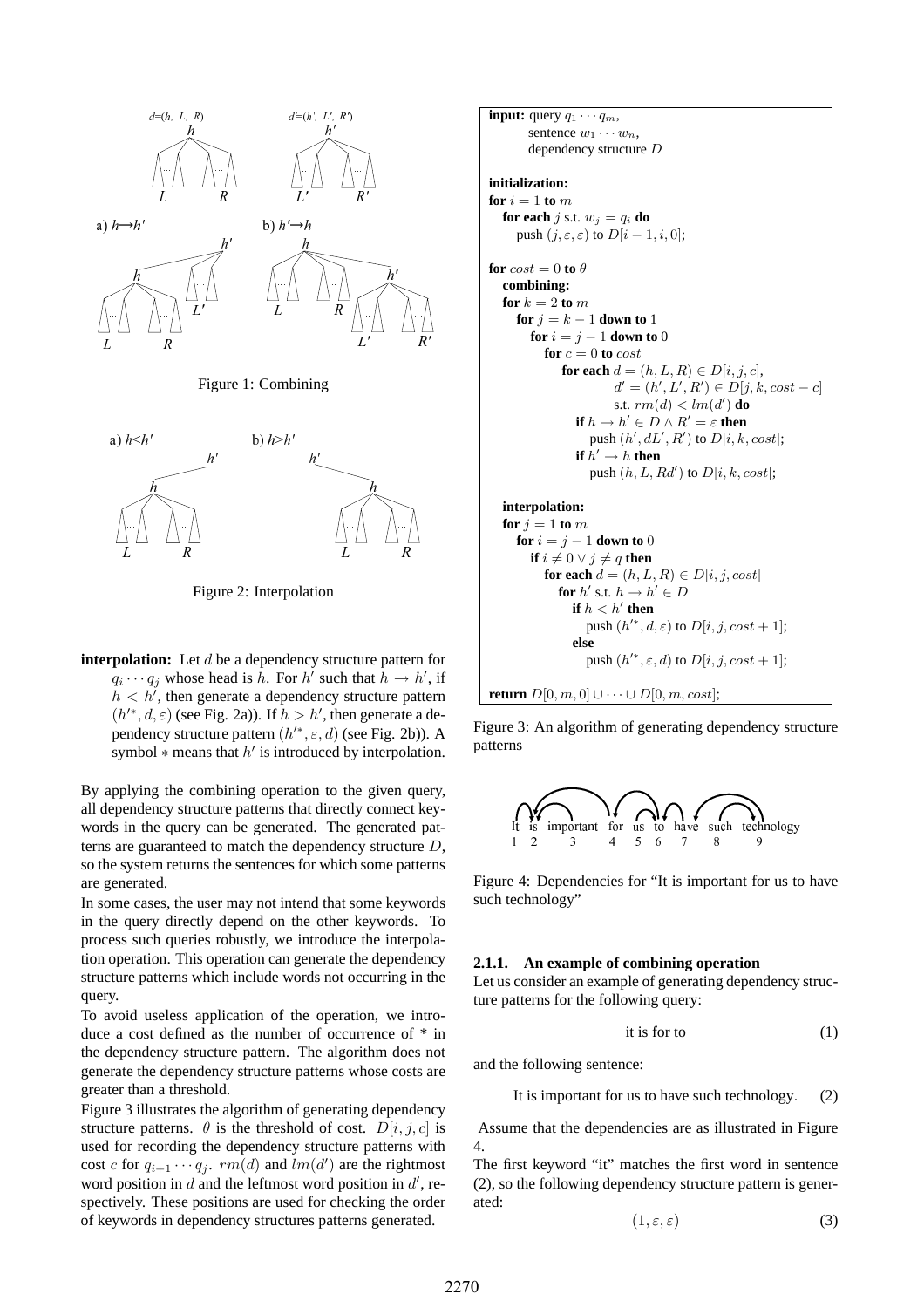Figure 1: Combining

Figure 2: Interpolation

**interpolation:** Let $d$ be a dependency structure pattern for $q_i \cdots q_j$ whose head is $h$. For $h'$ such that $h \to h'$, if $h < h'$, then generate a dependency structure pattern $(h'^{*}, d, \varepsilon)$ (see Fig. 2a)). If $h > h'$, then generate a dependency structure pattern $(h'^{*}, \varepsilon, d)$ (see Fig. 2b)). A symbol $*$ means that $h'$ is introduced by interpolation.

By applying the combining operation to the given query, all dependency structure patterns that directly connect keywords in the query can be generated. The generated patterns are guaranteed to match the dependency structure $D$, so the system returns the sentences for which some patterns are generated.

In some cases, the user may not intend that some keywords in the query directly depend on the other keywords. To process such queries robustly, we introduce the interpolation operation. This operation can generate the dependency structure patterns which include words not occurring in the query.

To avoid useless application of the operation, we introduce a cost defined as the number of occurrence of * in the dependency structure pattern. The algorithm does not generate the dependency structure patterns whose costs are greater than a threshold.

Figure 3 illustrates the algorithm of generating dependency structure patterns. $\theta$ is the threshold of cost. $D[i, j, c]$ is used for recording the dependency structure patterns with cost $c$ for $q_{i+1} \cdots q_j$. $rm(d)$ and $lm(d')$ are the rightmost word position in $d$ and the leftmost word position in $d'$, respectively. These positions are used for checking the order of keywords in dependency structures patterns generated.

```
input: query q_1 ··· q_m,
       sentence w_1 ··· w_n,
       dependency structure D

initialization:
for i = 1 to m
  for each j s.t. w_j = q_i do
    push (j, ε, ε) to D[i − 1, i, 0];

for cost = 0 to θ
  combining:
  for k = 2 to m
    for j = k − 1 down to 1
      for i = j − 1 down to 0
        for c = 0 to cost
          for each d = (h, L, R) ∈ D[i, j, c],
                   d' = (h', L', R') ∈ D[j, k, cost − c]
                   s.t. rm(d) < lm(d') do
            if h → h' ∈ D ∧ R' = ε then
              push (h', dL', R') to D[i, k, cost];
            if h' → h then
              push (h, L, Rd') to D[i, k, cost];

  interpolation:
  for j = 1 to m
    for i = j − 1 down to 0
      if i ≠ 0 ∨ j ≠ q then
        for each d = (h, L, R) ∈ D[i, j, cost]
          for h' s.t. h → h' ∈ D
            if h < h' then
              push (h'*, d, ε) to D[i, j, cost + 1];
            else
              push (h'*, ε, d) to D[i, j, cost + 1];

return D[0, m, 0] ∪ ··· ∪ D[0, m, cost];
```

Figure 3: An algorithm of generating dependency structure patterns

Figure 4: Dependencies for "It is important for us to have such technology"

#### 2.1.1. An example of combining operation

Let us consider an example of generating dependency structure patterns for the following query:

$$\text{it is for to} \tag{1}$$

and the following sentence:

$$\text{It is important for us to have such technology.} \tag{2}$$

Assume that the dependencies are as illustrated in Figure 4.

The first keyword "it" matches the first word in sentence (2), so the following dependency structure pattern is generated:

$$(1, \varepsilon, \varepsilon) \tag{3}$$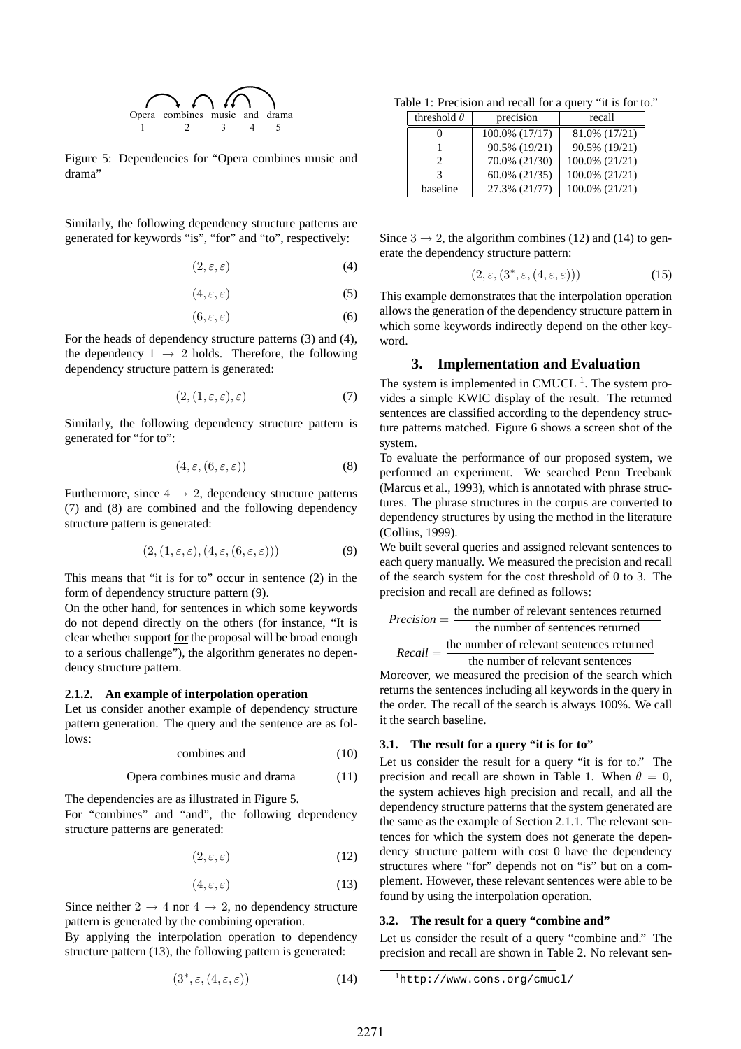Opera combines music and drama
1 2 3 4 5

Figure 5: Dependencies for "Opera combines music and drama"

Similarly, the following dependency structure patterns are generated for keywords "is", "for" and "to", respectively:

$$(2, \varepsilon, \varepsilon) \quad (4)$$

$$(4, \varepsilon, \varepsilon) \quad (5)$$

$$(6, \varepsilon, \varepsilon) \quad (6)$$

For the heads of dependency structure patterns (3) and (4), the dependency $1 \rightarrow 2$ holds. Therefore, the following dependency structure pattern is generated:

$$(2, (1, \varepsilon, \varepsilon), \varepsilon) \quad (7)$$

Similarly, the following dependency structure pattern is generated for "for to":

$$(4, \varepsilon, (6, \varepsilon, \varepsilon)) \quad (8)$$

Furthermore, since $4 \rightarrow 2$, dependency structure patterns (7) and (8) are combined and the following dependency structure pattern is generated:

$$(2, (1, \varepsilon, \varepsilon), (4, \varepsilon, (6, \varepsilon, \varepsilon))) \quad (9)$$

This means that "it is for to" occur in sentence (2) in the form of dependency structure pattern (9).

On the other hand, for sentences in which some keywords do not depend directly on the others (for instance, "It is clear whether support for the proposal will be broad enough to a serious challenge"), the algorithm generates no dependency structure pattern.

#### 2.1.2. An example of interpolation operation

Let us consider another example of dependency structure pattern generation. The query and the sentence are as follows:

combines and (10)

Opera combines music and drama (11)

The dependencies are as illustrated in Figure 5.

For "combines" and "and", the following dependency structure patterns are generated:

$$(2, \varepsilon, \varepsilon) \quad (12)$$

$$(4, \varepsilon, \varepsilon) \quad (13)$$

Since neither $2 \rightarrow 4$ nor $4 \rightarrow 2$, no dependency structure pattern is generated by the combining operation.

By applying the interpolation operation to dependency structure pattern (13), the following pattern is generated:

$$(3^{*}, \varepsilon, (4, \varepsilon, \varepsilon)) \quad (14)$$

Table 1: Precision and recall for a query "it is for to."

| threshold $\theta$ | precision | recall |
|---|---|---|
| 0 | 100.0% (17/17) | 81.0% (17/21) |
| 1 | 90.5% (19/21) | 90.5% (19/21) |
| 2 | 70.0% (21/30) | 100.0% (21/21) |
| 3 | 60.0% (21/35) | 100.0% (21/21) |
| baseline | 27.3% (21/77) | 100.0% (21/21) |

Since $3 \rightarrow 2$, the algorithm combines (12) and (14) to generate the dependency structure pattern:

$$(2, \varepsilon, (3^{*}, \varepsilon, (4, \varepsilon, \varepsilon))) \quad (15)$$

This example demonstrates that the interpolation operation allows the generation of the dependency structure pattern in which some keywords indirectly depend on the other keyword.

## 3. Implementation and Evaluation

The system is implemented in CMUCL [1]. The system provides a simple KWIC display of the result. The returned sentences are classified according to the dependency structure patterns matched. Figure 6 shows a screen shot of the system.

To evaluate the performance of our proposed system, we performed an experiment. We searched Penn Treebank (Marcus et al., 1993), which is annotated with phrase structures. The phrase structures in the corpus are converted to dependency structures by using the method in the literature (Collins, 1999).

We built several queries and assigned relevant sentences to each query manually. We measured the precision and recall of the search system for the cost threshold of 0 to 3. The precision and recall are defined as follows:

$$\textit{Precision} = \frac{\text{the number of relevant sentences returned}}{\text{the number of sentences returned}}$$

$$\textit{Recall} = \frac{\text{the number of relevant sentences returned}}{\text{the number of relevant sentences}}$$

Moreover, we measured the precision of the search which returns the sentences including all keywords in the query in the order. The recall of the search is always 100%. We call it the search baseline.

### 3.1. The result for a query "it is for to"

Let us consider the result for a query "it is for to." The precision and recall are shown in Table 1. When $\theta = 0$, the system achieves high precision and recall, and all the dependency structure patterns that the system generated are the same as the example of Section 2.1.1. The relevant sentences for which the system does not generate the dependency structure pattern with cost 0 have the dependency structures where "for" depends not on "is" but on a complement. However, these relevant sentences were able to be found by using the interpolation operation.

### 3.2. The result for a query "combine and"

Let us consider the result of a query "combine and." The precision and recall are shown in Table 2. No relevant sen-

[1] http://www.cons.org/cmucl/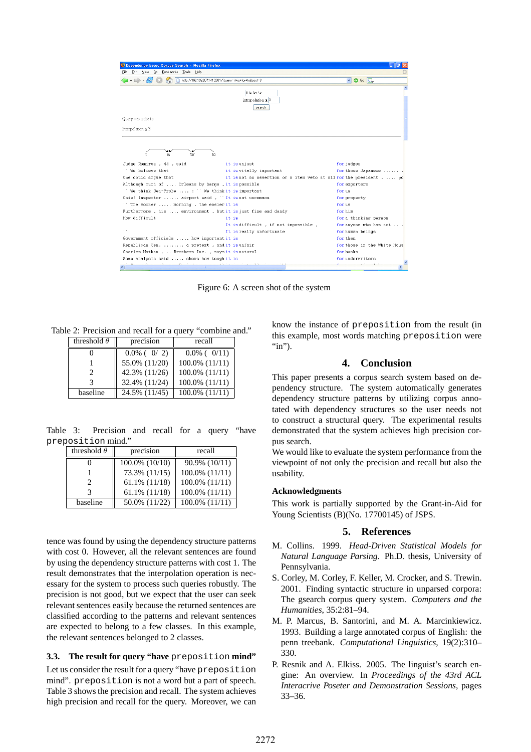Figure 6: A screen shot of the system

Table 2: Precision and recall for a query "combine and."

| threshold $\theta$ | precision | recall |
|---|---|---|
| 0 | 0.0% ( 0/ 2) | 0.0% ( 0/11) |
| 1 | 55.0% (11/20) | 100.0% (11/11) |
| 2 | 42.3% (11/26) | 100.0% (11/11) |
| 3 | 32.4% (11/24) | 100.0% (11/11) |
| baseline | 24.5% (11/45) | 100.0% (11/11) |

Table 3: Precision and recall for a query "have `preposition` mind."

| threshold $\theta$ | precision | recall |
|---|---|---|
| 0 | 100.0% (10/10) | 90.9% (10/11) |
| 1 | 73.3% (11/15) | 100.0% (11/11) |
| 2 | 61.1% (11/18) | 100.0% (11/11) |
| 3 | 61.1% (11/18) | 100.0% (11/11) |
| baseline | 50.0% (11/22) | 100.0% (11/11) |

tence was found by using the dependency structure patterns with cost 0. However, all the relevant sentences are found by using the dependency structure patterns with cost 1. The result demonstrates that the interpolation operation is necessary for the system to process such queries robustly. The precision is not good, but we expect that the user can seek relevant sentences easily because the returned sentences are classified according to the patterns and relevant sentences are expected to belong to a few classes. In this example, the relevant sentences belonged to 2 classes.

### 3.3. The result for query "have `preposition` mind"

Let us consider the result for a query "have `preposition` mind". `preposition` is not a word but a part of speech. Table 3 shows the precision and recall. The system achieves high precision and recall for the query. Moreover, we can know the instance of `preposition` from the result (in this example, most words matching `preposition` were "in").

## 4. Conclusion

This paper presents a corpus search system based on dependency structure. The system automatically generates dependency structure patterns by utilizing corpus annotated with dependency structures so the user needs not to construct a structural query. The experimental results demonstrated that the system achieves high precision corpus search.

We would like to evaluate the system performance from the viewpoint of not only the precision and recall but also the usability.

### Acknowledgments

This work is partially supported by the Grant-in-Aid for Young Scientists (B)(No. 17700145) of JSPS.

## 5. References

M. Collins. 1999. *Head-Driven Statistical Models for Natural Language Parsing*. Ph.D. thesis, University of Pennsylvania.

S. Corley, M. Corley, F. Keller, M. Crocker, and S. Trewin. 2001. Finding syntactic structure in unparsed corpora: The gsearch corpus query system. *Computers and the Humanities*, 35:2:81–94.

M. P. Marcus, B. Santorini, and M. A. Marcinkiewicz. 1993. Building a large annotated corpus of English: the penn treebank. *Computational Linguistics*, 19(2):310–330.

P. Resnik and A. Elkiss. 2005. The linguist's search engine: An overview. In *Proceedings of the 43rd ACL Interacrive Poseter and Demonstration Sessions*, pages 33–36.